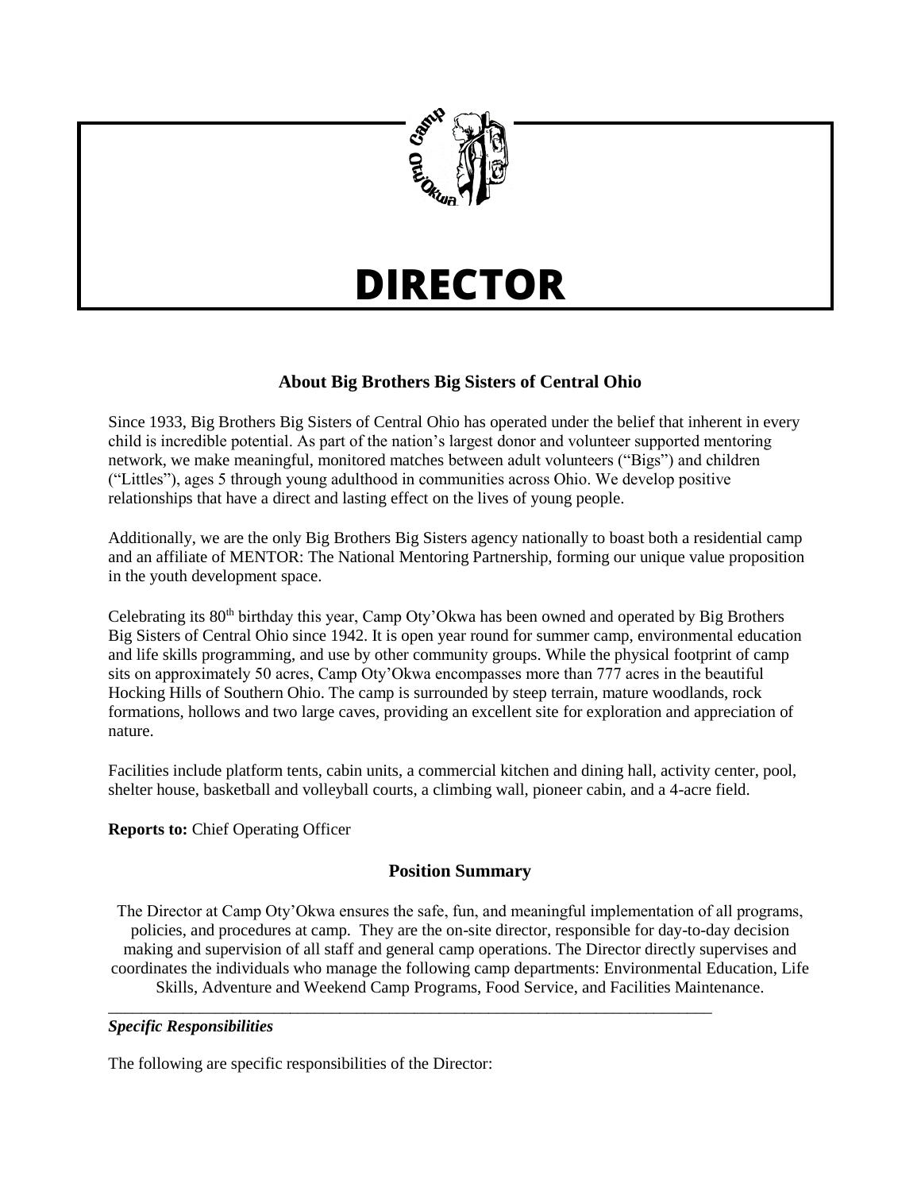# DIRECTOR

## About Big Brothers Big Sisters of Central Ohio

Since 1933, Big Brothers Big Sisters of Central Ohio has operated under the belief that inherent in every child is incredible potential. As part of the nation's largest donor and volunteer supported mentoring network, we make meaningful, monitored matches between adult volunteers ("Bigs") and children ("Littles"), ages 5 through young adulthood in communities across Ohio. We develop positive relationships that have a direct and lasting effect on the lives of young people.

Additionally, we are the only Big Brothers Big Sisters agency nationally to boast both a residential camp and an affiliate of MENTOR: The National Mentoring Partnership, forming our unique value proposition in the youth development space.

Celebrating its 80th birthday this year, Camp Oty'Okwa has been owned and operated by Big Brothers Big Sisters of Central Ohio since 1942. It is open year round for summer camp, environmental education and life skills programming, and use by other community groups. While the physical footprint of camp sits on approximately 50 acres, Camp Oty'Okwa encompasses more than 777 acres in the beautiful Hocking Hills of Southern Ohio. The camp is surrounded by steep terrain, mature woodlands, rock formations, hollows and two large caves, providing an excellent site for exploration and appreciation of nature.

Facilities include platform tents, cabin units, a commercial kitchen and dining hall, activity center, pool, shelter house, basketball and volleyball courts, a climbing wall, pioneer cabin, and a 4-acre field.

**Reports to:** Chief Operating Officer

## Position Summary

The Director at Camp Oty'Okwa ensures the safe, fun, and meaningful implementation of all programs, policies, and procedures at camp. They are the on-site director, responsible for day-to-day decision making and supervision of all staff and general camp operations. The Director directly supervises and coordinates the individuals who manage the following camp departments: Environmental Education, Life Skills, Adventure and Weekend Camp Programs, Food Service, and Facilities Maintenance.

---

***Specific Responsibilities***

The following are specific responsibilities of the Director: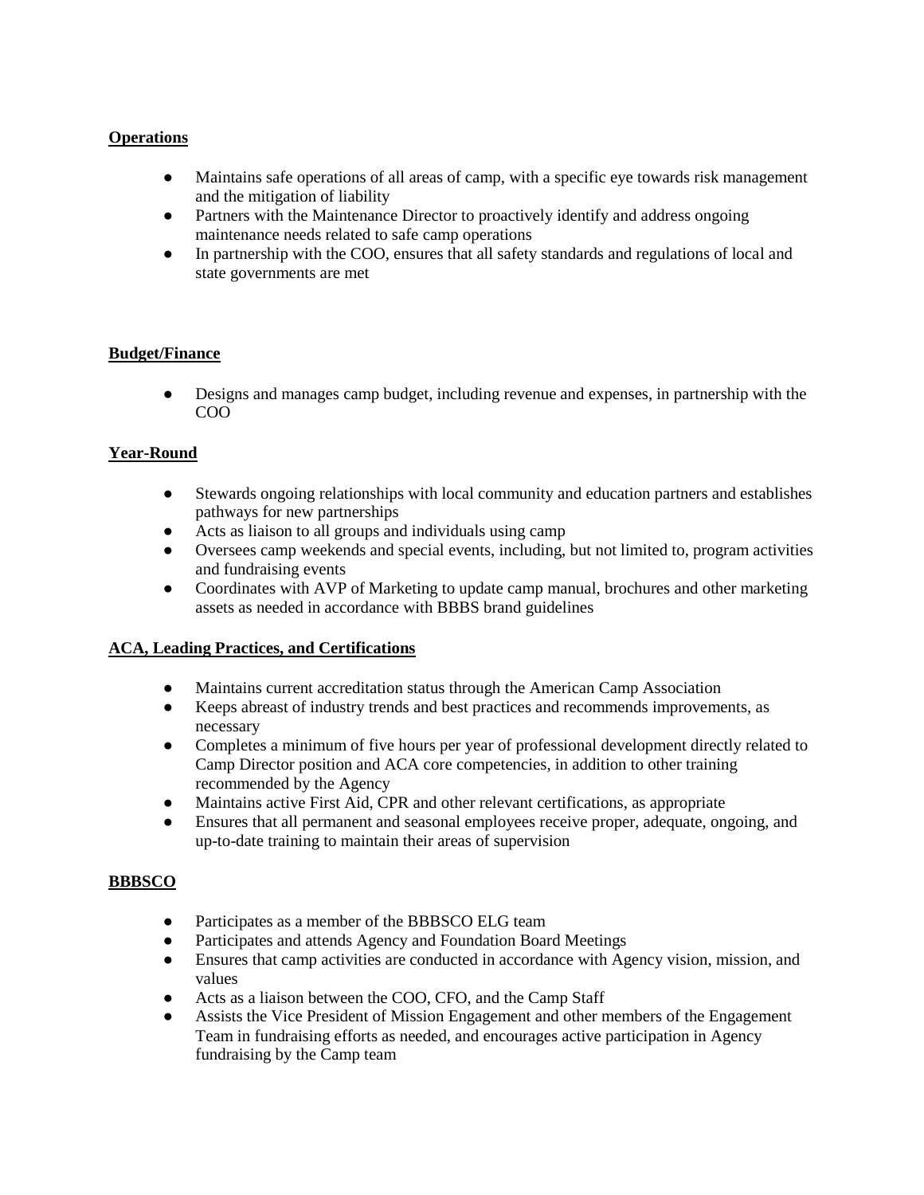**Operations**

- Maintains safe operations of all areas of camp, with a specific eye towards risk management and the mitigation of liability
- Partners with the Maintenance Director to proactively identify and address ongoing maintenance needs related to safe camp operations
- In partnership with the COO, ensures that all safety standards and regulations of local and state governments are met

**Budget/Finance**

- Designs and manages camp budget, including revenue and expenses, in partnership with the COO

**Year-Round**

- Stewards ongoing relationships with local community and education partners and establishes pathways for new partnerships
- Acts as liaison to all groups and individuals using camp
- Oversees camp weekends and special events, including, but not limited to, program activities and fundraising events
- Coordinates with AVP of Marketing to update camp manual, brochures and other marketing assets as needed in accordance with BBBS brand guidelines

**ACA, Leading Practices, and Certifications**

- Maintains current accreditation status through the American Camp Association
- Keeps abreast of industry trends and best practices and recommends improvements, as necessary
- Completes a minimum of five hours per year of professional development directly related to Camp Director position and ACA core competencies, in addition to other training recommended by the Agency
- Maintains active First Aid, CPR and other relevant certifications, as appropriate
- Ensures that all permanent and seasonal employees receive proper, adequate, ongoing, and up-to-date training to maintain their areas of supervision

**BBBSCO**

- Participates as a member of the BBBSCO ELG team
- Participates and attends Agency and Foundation Board Meetings
- Ensures that camp activities are conducted in accordance with Agency vision, mission, and values
- Acts as a liaison between the COO, CFO, and the Camp Staff
- Assists the Vice President of Mission Engagement and other members of the Engagement Team in fundraising efforts as needed, and encourages active participation in Agency fundraising by the Camp team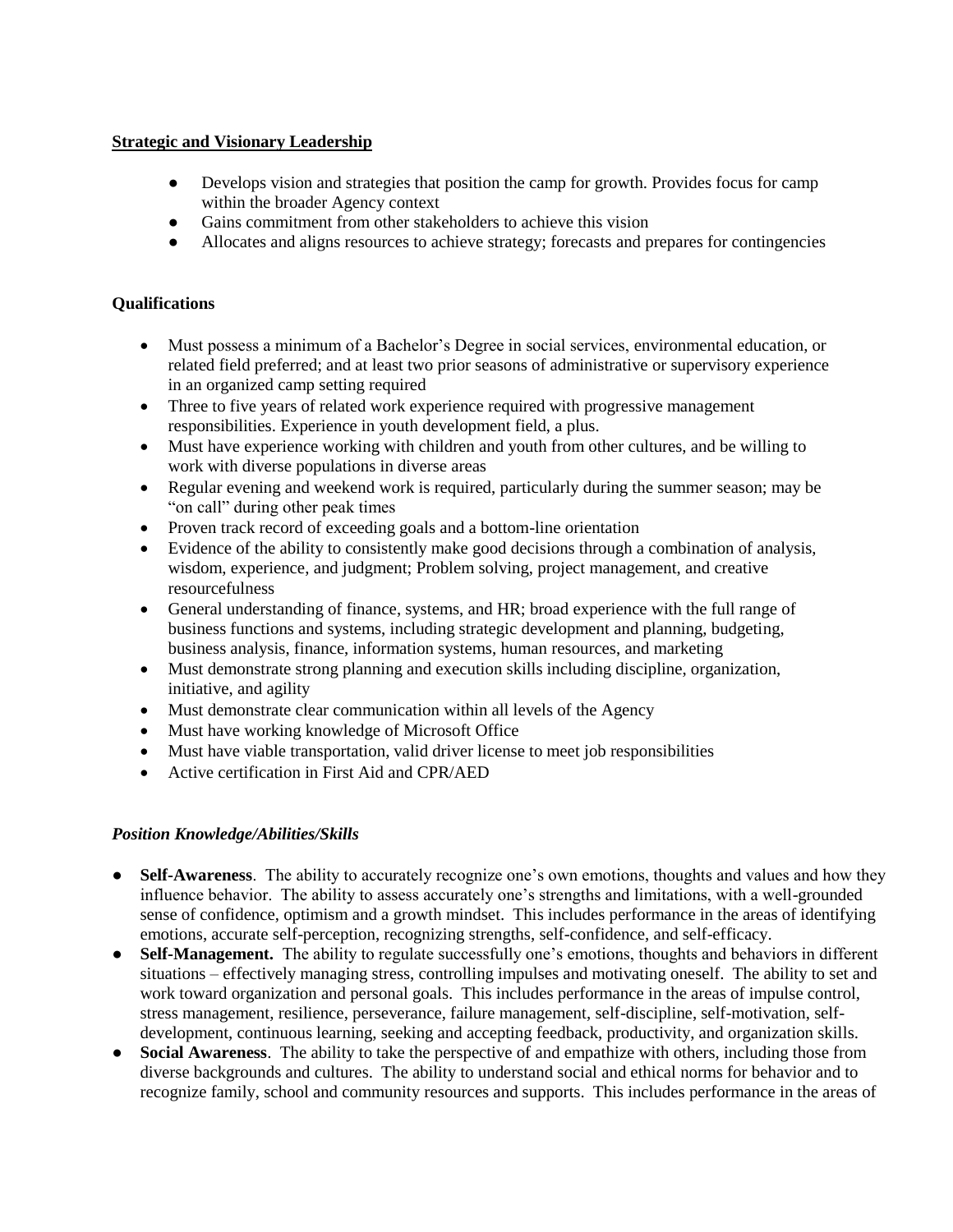**Strategic and Visionary Leadership**

- Develops vision and strategies that position the camp for growth. Provides focus for camp within the broader Agency context
- Gains commitment from other stakeholders to achieve this vision
- Allocates and aligns resources to achieve strategy; forecasts and prepares for contingencies

**Qualifications**

- Must possess a minimum of a Bachelor's Degree in social services, environmental education, or related field preferred; and at least two prior seasons of administrative or supervisory experience in an organized camp setting required
- Three to five years of related work experience required with progressive management responsibilities. Experience in youth development field, a plus.
- Must have experience working with children and youth from other cultures, and be willing to work with diverse populations in diverse areas
- Regular evening and weekend work is required, particularly during the summer season; may be "on call" during other peak times
- Proven track record of exceeding goals and a bottom-line orientation
- Evidence of the ability to consistently make good decisions through a combination of analysis, wisdom, experience, and judgment; Problem solving, project management, and creative resourcefulness
- General understanding of finance, systems, and HR; broad experience with the full range of business functions and systems, including strategic development and planning, budgeting, business analysis, finance, information systems, human resources, and marketing
- Must demonstrate strong planning and execution skills including discipline, organization, initiative, and agility
- Must demonstrate clear communication within all levels of the Agency
- Must have working knowledge of Microsoft Office
- Must have viable transportation, valid driver license to meet job responsibilities
- Active certification in First Aid and CPR/AED

***Position Knowledge/Abilities/Skills***

- **Self-Awareness**. The ability to accurately recognize one's own emotions, thoughts and values and how they influence behavior. The ability to assess accurately one's strengths and limitations, with a well-grounded sense of confidence, optimism and a growth mindset. This includes performance in the areas of identifying emotions, accurate self-perception, recognizing strengths, self-confidence, and self-efficacy.
- **Self-Management.** The ability to regulate successfully one's emotions, thoughts and behaviors in different situations – effectively managing stress, controlling impulses and motivating oneself. The ability to set and work toward organization and personal goals. This includes performance in the areas of impulse control, stress management, resilience, perseverance, failure management, self-discipline, self-motivation, self-development, continuous learning, seeking and accepting feedback, productivity, and organization skills.
- **Social Awareness**. The ability to take the perspective of and empathize with others, including those from diverse backgrounds and cultures. The ability to understand social and ethical norms for behavior and to recognize family, school and community resources and supports. This includes performance in the areas of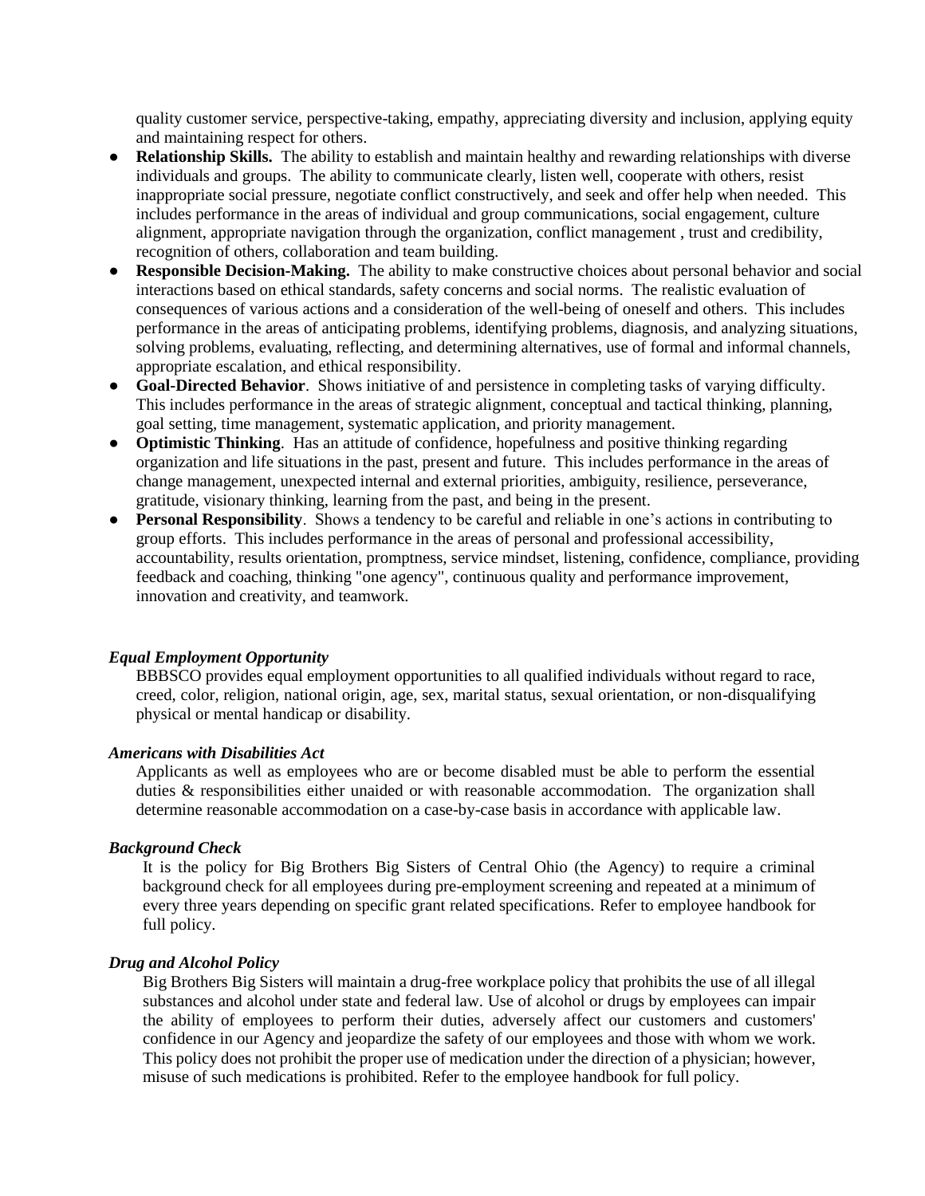quality customer service, perspective-taking, empathy, appreciating diversity and inclusion, applying equity and maintaining respect for others.

- **Relationship Skills.** The ability to establish and maintain healthy and rewarding relationships with diverse individuals and groups. The ability to communicate clearly, listen well, cooperate with others, resist inappropriate social pressure, negotiate conflict constructively, and seek and offer help when needed. This includes performance in the areas of individual and group communications, social engagement, culture alignment, appropriate navigation through the organization, conflict management , trust and credibility, recognition of others, collaboration and team building.
- **Responsible Decision-Making.** The ability to make constructive choices about personal behavior and social interactions based on ethical standards, safety concerns and social norms. The realistic evaluation of consequences of various actions and a consideration of the well-being of oneself and others. This includes performance in the areas of anticipating problems, identifying problems, diagnosis, and analyzing situations, solving problems, evaluating, reflecting, and determining alternatives, use of formal and informal channels, appropriate escalation, and ethical responsibility.
- **Goal-Directed Behavior**. Shows initiative of and persistence in completing tasks of varying difficulty. This includes performance in the areas of strategic alignment, conceptual and tactical thinking, planning, goal setting, time management, systematic application, and priority management.
- **Optimistic Thinking**. Has an attitude of confidence, hopefulness and positive thinking regarding organization and life situations in the past, present and future. This includes performance in the areas of change management, unexpected internal and external priorities, ambiguity, resilience, perseverance, gratitude, visionary thinking, learning from the past, and being in the present.
- **Personal Responsibility**. Shows a tendency to be careful and reliable in one's actions in contributing to group efforts. This includes performance in the areas of personal and professional accessibility, accountability, results orientation, promptness, service mindset, listening, confidence, compliance, providing feedback and coaching, thinking "one agency", continuous quality and performance improvement, innovation and creativity, and teamwork.

***Equal Employment Opportunity***

BBBSCO provides equal employment opportunities to all qualified individuals without regard to race, creed, color, religion, national origin, age, sex, marital status, sexual orientation, or non-disqualifying physical or mental handicap or disability.

***Americans with Disabilities Act***

Applicants as well as employees who are or become disabled must be able to perform the essential duties & responsibilities either unaided or with reasonable accommodation. The organization shall determine reasonable accommodation on a case-by-case basis in accordance with applicable law.

***Background Check***

It is the policy for Big Brothers Big Sisters of Central Ohio (the Agency) to require a criminal background check for all employees during pre-employment screening and repeated at a minimum of every three years depending on specific grant related specifications. Refer to employee handbook for full policy.

***Drug and Alcohol Policy***

Big Brothers Big Sisters will maintain a drug-free workplace policy that prohibits the use of all illegal substances and alcohol under state and federal law. Use of alcohol or drugs by employees can impair the ability of employees to perform their duties, adversely affect our customers and customers' confidence in our Agency and jeopardize the safety of our employees and those with whom we work. This policy does not prohibit the proper use of medication under the direction of a physician; however, misuse of such medications is prohibited. Refer to the employee handbook for full policy.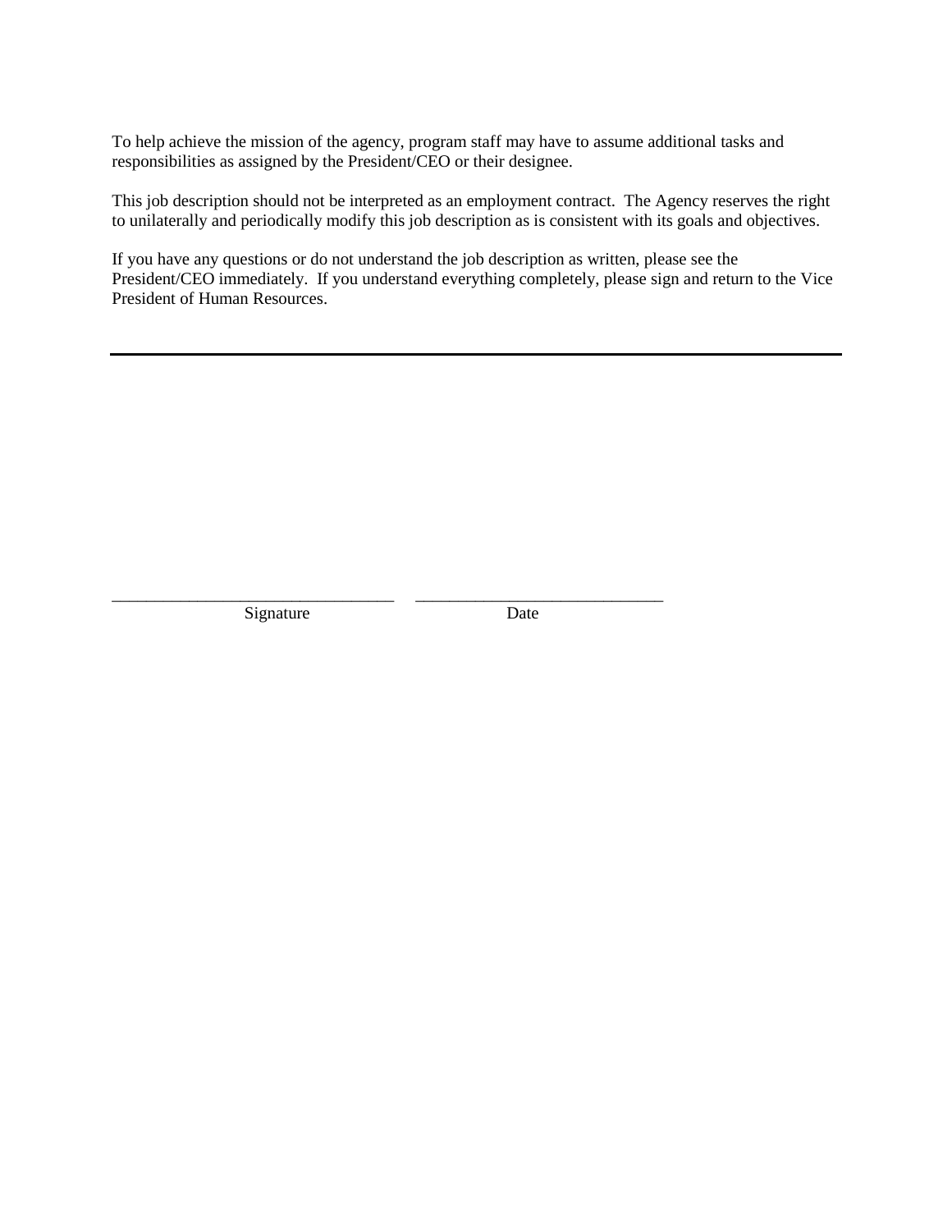To help achieve the mission of the agency, program staff may have to assume additional tasks and responsibilities as assigned by the President/CEO or their designee.

This job description should not be interpreted as an employment contract. The Agency reserves the right to unilaterally and periodically modify this job description as is consistent with its goals and objectives.

If you have any questions or do not understand the job description as written, please see the President/CEO immediately. If you understand everything completely, please sign and return to the Vice President of Human Resources.

---

_________________________________ _____________________________

Signature Date